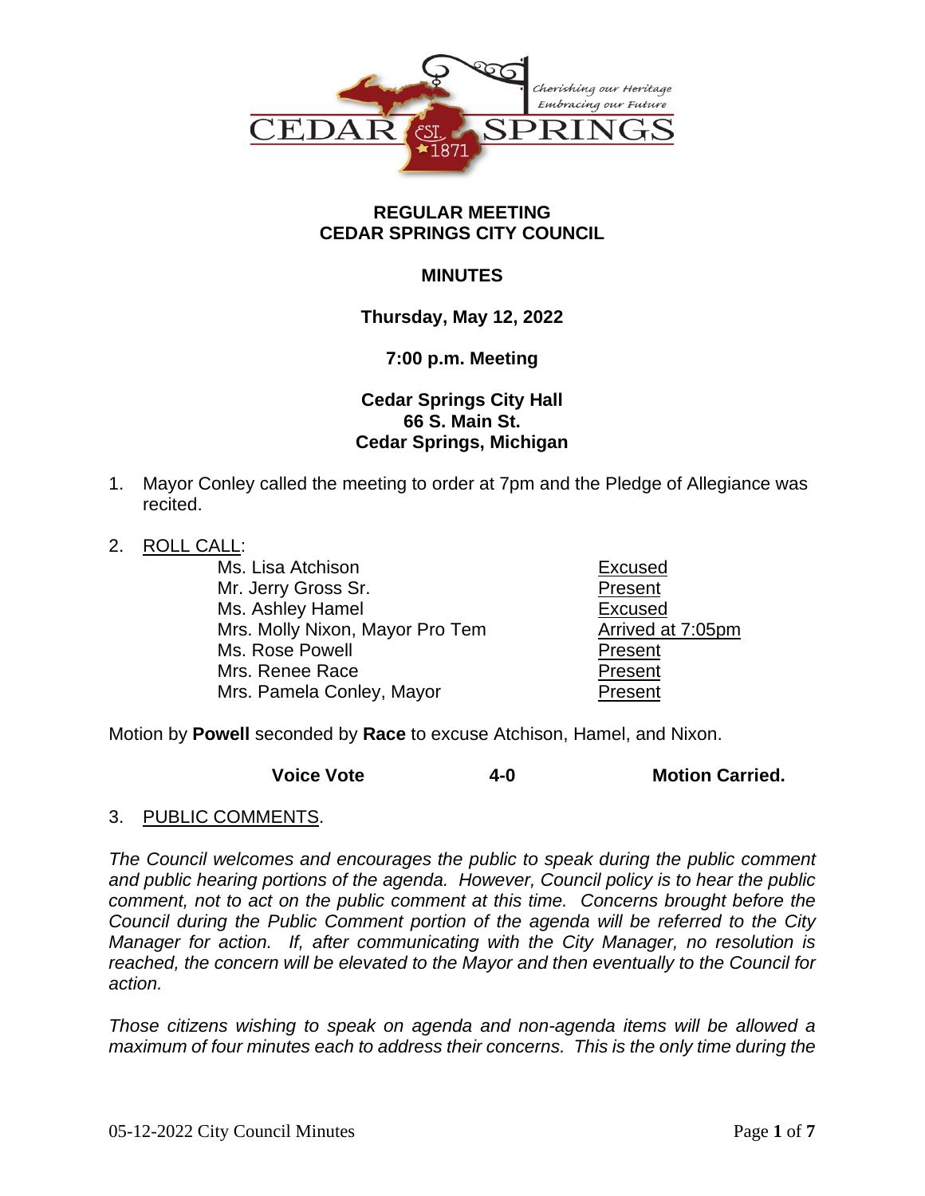Cherishing our Heritage
Embracing our Future

CEDAR SPRINGS EST. 1871

# REGULAR MEETING
# CEDAR SPRINGS CITY COUNCIL

## MINUTES

**Thursday, May 12, 2022**

**7:00 p.m. Meeting**

**Cedar Springs City Hall**
**66 S. Main St.**
**Cedar Springs, Michigan**

1. Mayor Conley called the meeting to order at 7pm and the Pledge of Allegiance was recited.

2. ROLL CALL:

| | |
|---|---|
| Ms. Lisa Atchison | Excused |
| Mr. Jerry Gross Sr. | Present |
| Ms. Ashley Hamel | Excused |
| Mrs. Molly Nixon, Mayor Pro Tem | Arrived at 7:05pm |
| Ms. Rose Powell | Present |
| Mrs. Renee Race | Present |
| Mrs. Pamela Conley, Mayor | Present |

Motion by **Powell** seconded by **Race** to excuse Atchison, Hamel, and Nixon.

**Voice Vote** **4-0** **Motion Carried.**

3. PUBLIC COMMENTS.

*The Council welcomes and encourages the public to speak during the public comment and public hearing portions of the agenda. However, Council policy is to hear the public comment, not to act on the public comment at this time. Concerns brought before the Council during the Public Comment portion of the agenda will be referred to the City Manager for action. If, after communicating with the City Manager, no resolution is reached, the concern will be elevated to the Mayor and then eventually to the Council for action.*

*Those citizens wishing to speak on agenda and non-agenda items will be allowed a maximum of four minutes each to address their concerns. This is the only time during the*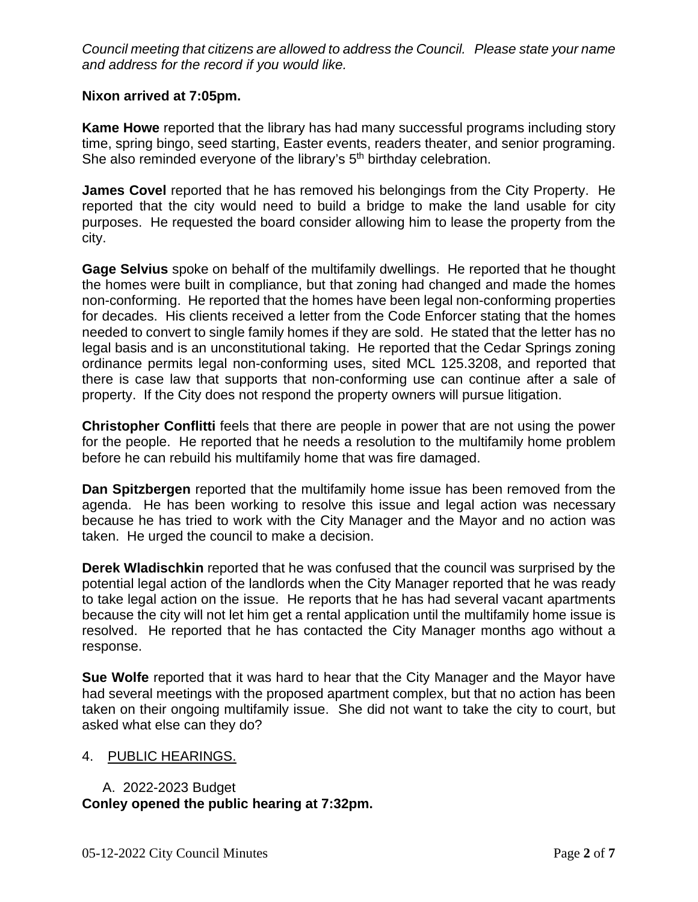*Council meeting that citizens are allowed to address the Council. Please state your name and address for the record if you would like.*

**Nixon arrived at 7:05pm.**

**Kame Howe** reported that the library has had many successful programs including story time, spring bingo, seed starting, Easter events, readers theater, and senior programing. She also reminded everyone of the library's 5th birthday celebration.

**James Covel** reported that he has removed his belongings from the City Property. He reported that the city would need to build a bridge to make the land usable for city purposes. He requested the board consider allowing him to lease the property from the city.

**Gage Selvius** spoke on behalf of the multifamily dwellings. He reported that he thought the homes were built in compliance, but that zoning had changed and made the homes non-conforming. He reported that the homes have been legal non-conforming properties for decades. His clients received a letter from the Code Enforcer stating that the homes needed to convert to single family homes if they are sold. He stated that the letter has no legal basis and is an unconstitutional taking. He reported that the Cedar Springs zoning ordinance permits legal non-conforming uses, sited MCL 125.3208, and reported that there is case law that supports that non-conforming use can continue after a sale of property. If the City does not respond the property owners will pursue litigation.

**Christopher Conflitti** feels that there are people in power that are not using the power for the people. He reported that he needs a resolution to the multifamily home problem before he can rebuild his multifamily home that was fire damaged.

**Dan Spitzbergen** reported that the multifamily home issue has been removed from the agenda. He has been working to resolve this issue and legal action was necessary because he has tried to work with the City Manager and the Mayor and no action was taken. He urged the council to make a decision.

**Derek Wladischkin** reported that he was confused that the council was surprised by the potential legal action of the landlords when the City Manager reported that he was ready to take legal action on the issue. He reports that he has had several vacant apartments because the city will not let him get a rental application until the multifamily home issue is resolved. He reported that he has contacted the City Manager months ago without a response.

**Sue Wolfe** reported that it was hard to hear that the City Manager and the Mayor have had several meetings with the proposed apartment complex, but that no action has been taken on their ongoing multifamily issue. She did not want to take the city to court, but asked what else can they do?

4. PUBLIC HEARINGS.

A. 2022-2023 Budget

**Conley opened the public hearing at 7:32pm.**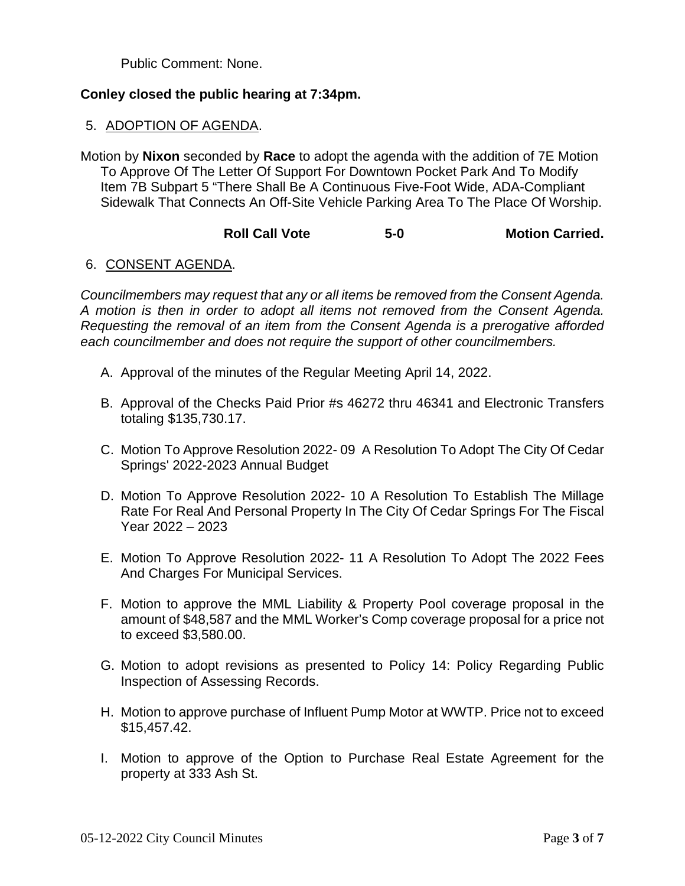Public Comment: None.

**Conley closed the public hearing at 7:34pm.**

5. ADOPTION OF AGENDA.

Motion by **Nixon** seconded by **Race** to adopt the agenda with the addition of 7E Motion To Approve Of The Letter Of Support For Downtown Pocket Park And To Modify Item 7B Subpart 5 "There Shall Be A Continuous Five-Foot Wide, ADA-Compliant Sidewalk That Connects An Off-Site Vehicle Parking Area To The Place Of Worship.

**Roll Call Vote 5-0 Motion Carried.**

6. CONSENT AGENDA.

*Councilmembers may request that any or all items be removed from the Consent Agenda. A motion is then in order to adopt all items not removed from the Consent Agenda. Requesting the removal of an item from the Consent Agenda is a prerogative afforded each councilmember and does not require the support of other councilmembers.*

A. Approval of the minutes of the Regular Meeting April 14, 2022.

B. Approval of the Checks Paid Prior #s 46272 thru 46341 and Electronic Transfers totaling $135,730.17.

C. Motion To Approve Resolution 2022- 09 A Resolution To Adopt The City Of Cedar Springs' 2022-2023 Annual Budget

D. Motion To Approve Resolution 2022- 10 A Resolution To Establish The Millage Rate For Real And Personal Property In The City Of Cedar Springs For The Fiscal Year 2022 – 2023

E. Motion To Approve Resolution 2022- 11 A Resolution To Adopt The 2022 Fees And Charges For Municipal Services.

F. Motion to approve the MML Liability & Property Pool coverage proposal in the amount of $48,587 and the MML Worker's Comp coverage proposal for a price not to exceed $3,580.00.

G. Motion to adopt revisions as presented to Policy 14: Policy Regarding Public Inspection of Assessing Records.

H. Motion to approve purchase of Influent Pump Motor at WWTP. Price not to exceed $15,457.42.

I. Motion to approve of the Option to Purchase Real Estate Agreement for the property at 333 Ash St.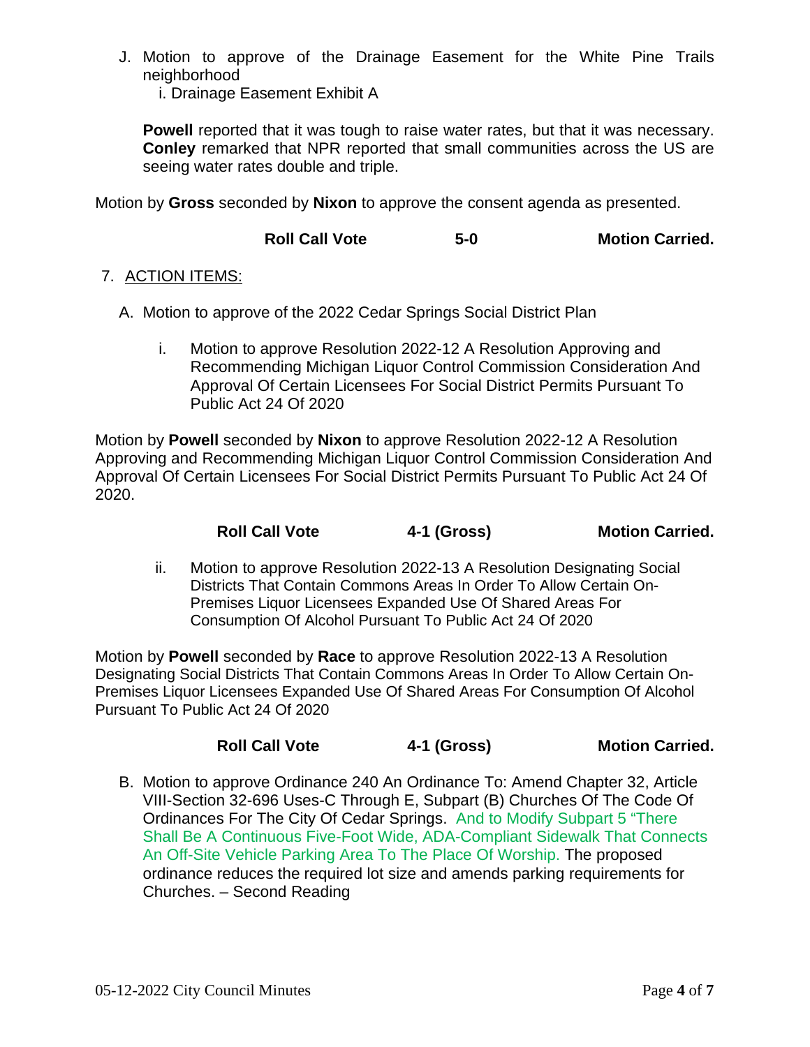J. Motion to approve of the Drainage Easement for the White Pine Trails neighborhood
   i. Drainage Easement Exhibit A

   **Powell** reported that it was tough to raise water rates, but that it was necessary. **Conley** remarked that NPR reported that small communities across the US are seeing water rates double and triple.

Motion by **Gross** seconded by **Nixon** to approve the consent agenda as presented.

**Roll Call Vote 5-0 Motion Carried.**

7. ACTION ITEMS:

A. Motion to approve of the 2022 Cedar Springs Social District Plan

   i. Motion to approve Resolution 2022-12 A Resolution Approving and Recommending Michigan Liquor Control Commission Consideration And Approval Of Certain Licensees For Social District Permits Pursuant To Public Act 24 Of 2020

Motion by **Powell** seconded by **Nixon** to approve Resolution 2022-12 A Resolution Approving and Recommending Michigan Liquor Control Commission Consideration And Approval Of Certain Licensees For Social District Permits Pursuant To Public Act 24 Of 2020.

**Roll Call Vote 4-1 (Gross) Motion Carried.**

   ii. Motion to approve Resolution 2022-13 A Resolution Designating Social Districts That Contain Commons Areas In Order To Allow Certain On-Premises Liquor Licensees Expanded Use Of Shared Areas For Consumption Of Alcohol Pursuant To Public Act 24 Of 2020

Motion by **Powell** seconded by **Race** to approve Resolution 2022-13 A Resolution Designating Social Districts That Contain Commons Areas In Order To Allow Certain On-Premises Liquor Licensees Expanded Use Of Shared Areas For Consumption Of Alcohol Pursuant To Public Act 24 Of 2020

**Roll Call Vote 4-1 (Gross) Motion Carried.**

B. Motion to approve Ordinance 240 An Ordinance To: Amend Chapter 32, Article VIII-Section 32-696 Uses-C Through E, Subpart (B) Churches Of The Code Of Ordinances For The City Of Cedar Springs. And to Modify Subpart 5 "There Shall Be A Continuous Five-Foot Wide, ADA-Compliant Sidewalk That Connects An Off-Site Vehicle Parking Area To The Place Of Worship. The proposed ordinance reduces the required lot size and amends parking requirements for Churches. – Second Reading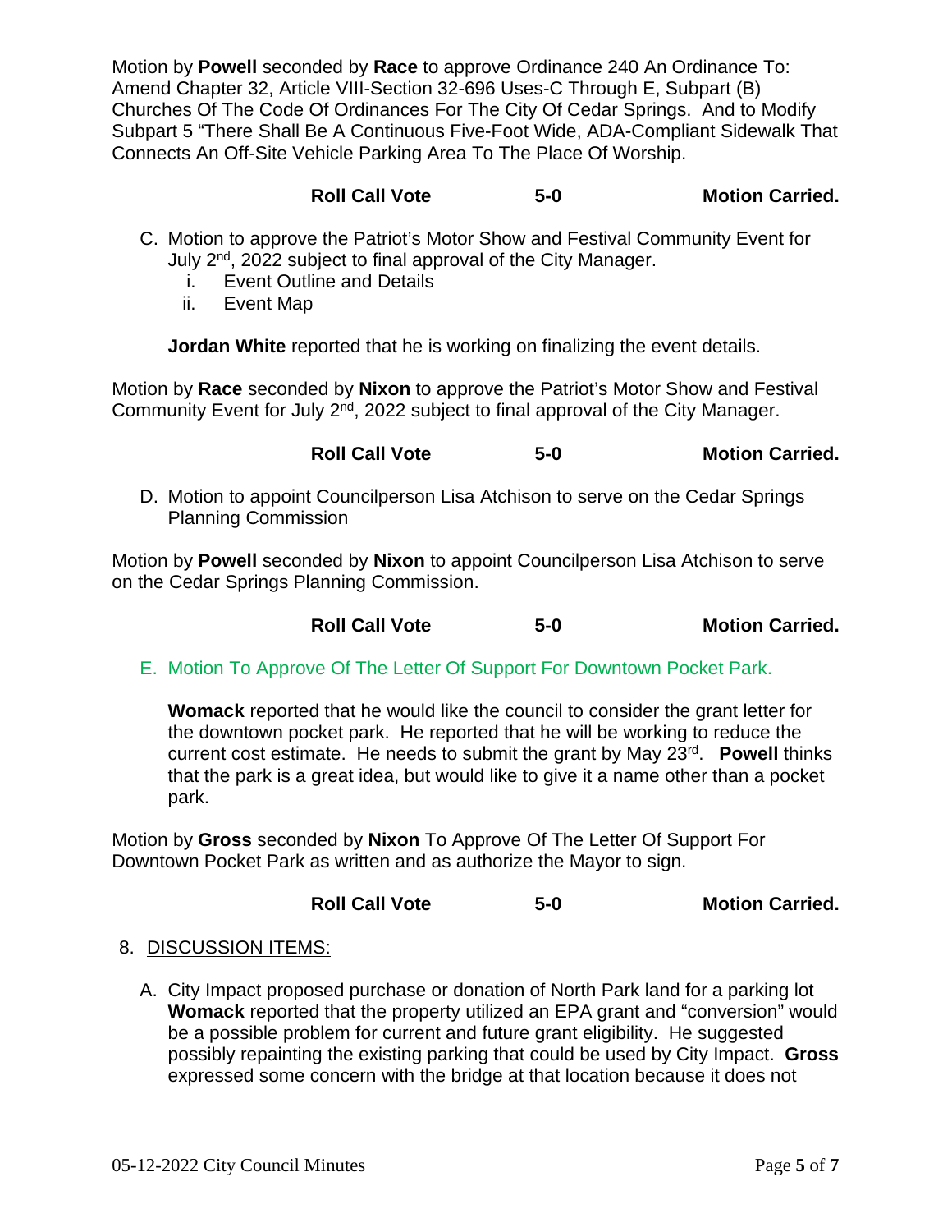Motion by **Powell** seconded by **Race** to approve Ordinance 240 An Ordinance To: Amend Chapter 32, Article VIII-Section 32-696 Uses-C Through E, Subpart (B) Churches Of The Code Of Ordinances For The City Of Cedar Springs. And to Modify Subpart 5 "There Shall Be A Continuous Five-Foot Wide, ADA-Compliant Sidewalk That Connects An Off-Site Vehicle Parking Area To The Place Of Worship.

**Roll Call Vote 5-0 Motion Carried.**

C. Motion to approve the Patriot's Motor Show and Festival Community Event for July 2nd, 2022 subject to final approval of the City Manager.
   i. Event Outline and Details
   ii. Event Map

   **Jordan White** reported that he is working on finalizing the event details.

Motion by **Race** seconded by **Nixon** to approve the Patriot's Motor Show and Festival Community Event for July 2nd, 2022 subject to final approval of the City Manager.

**Roll Call Vote 5-0 Motion Carried.**

D. Motion to appoint Councilperson Lisa Atchison to serve on the Cedar Springs Planning Commission

Motion by **Powell** seconded by **Nixon** to appoint Councilperson Lisa Atchison to serve on the Cedar Springs Planning Commission.

**Roll Call Vote 5-0 Motion Carried.**

E. Motion To Approve Of The Letter Of Support For Downtown Pocket Park.

   **Womack** reported that he would like the council to consider the grant letter for the downtown pocket park. He reported that he will be working to reduce the current cost estimate. He needs to submit the grant by May 23rd. **Powell** thinks that the park is a great idea, but would like to give it a name other than a pocket park.

Motion by **Gross** seconded by **Nixon** To Approve Of The Letter Of Support For Downtown Pocket Park as written and as authorize the Mayor to sign.

**Roll Call Vote 5-0 Motion Carried.**

8. DISCUSSION ITEMS:

   A. City Impact proposed purchase or donation of North Park land for a parking lot **Womack** reported that the property utilized an EPA grant and "conversion" would be a possible problem for current and future grant eligibility. He suggested possibly repainting the existing parking that could be used by City Impact. **Gross** expressed some concern with the bridge at that location because it does not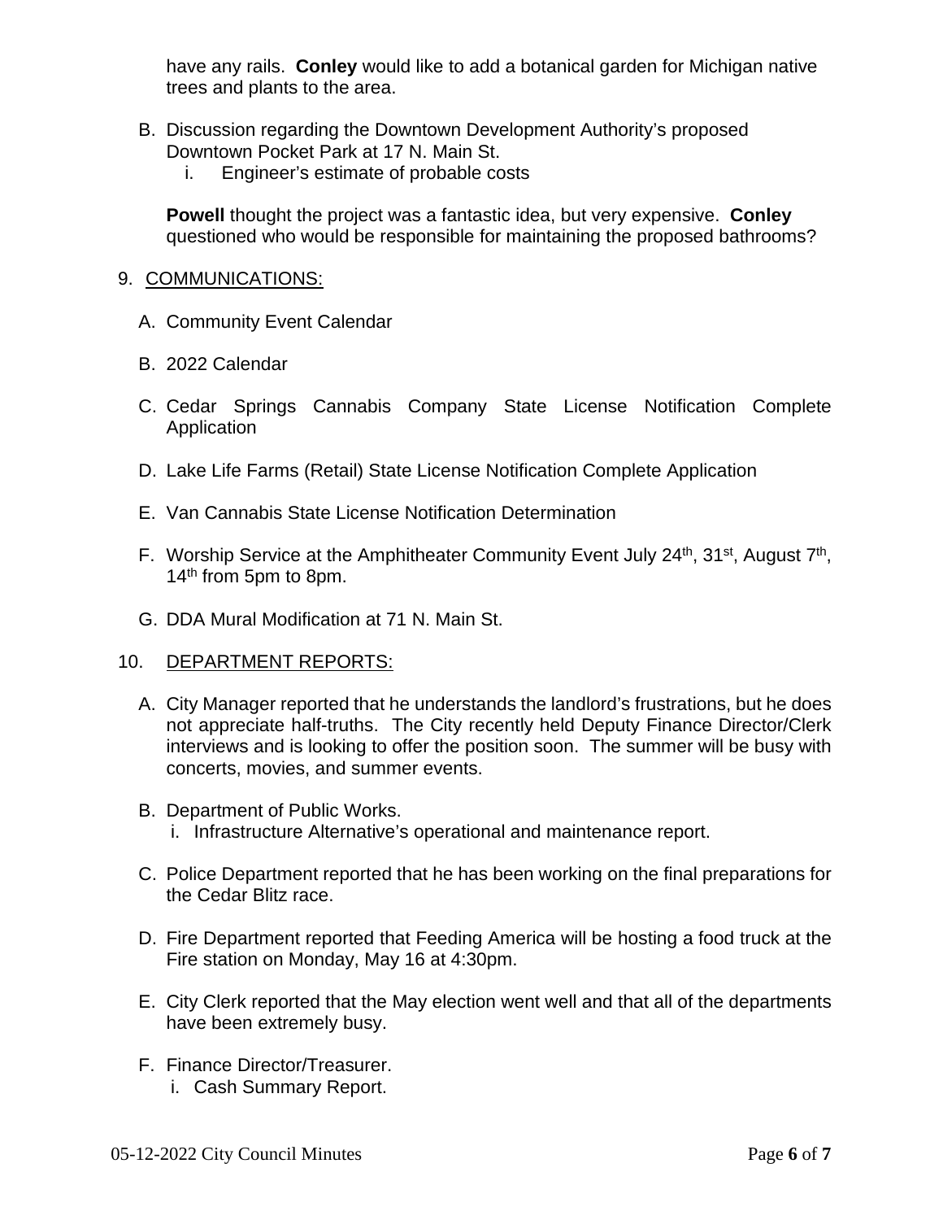have any rails. **Conley** would like to add a botanical garden for Michigan native trees and plants to the area.

B. Discussion regarding the Downtown Development Authority's proposed Downtown Pocket Park at 17 N. Main St.
   i. Engineer's estimate of probable costs

**Powell** thought the project was a fantastic idea, but very expensive. **Conley** questioned who would be responsible for maintaining the proposed bathrooms?

9. COMMUNICATIONS:

A. Community Event Calendar

B. 2022 Calendar

C. Cedar Springs Cannabis Company State License Notification Complete Application

D. Lake Life Farms (Retail) State License Notification Complete Application

E. Van Cannabis State License Notification Determination

F. Worship Service at the Amphitheater Community Event July 24th, 31st, August 7th, 14th from 5pm to 8pm.

G. DDA Mural Modification at 71 N. Main St.

10. DEPARTMENT REPORTS:

A. City Manager reported that he understands the landlord's frustrations, but he does not appreciate half-truths. The City recently held Deputy Finance Director/Clerk interviews and is looking to offer the position soon. The summer will be busy with concerts, movies, and summer events.

B. Department of Public Works.
   i. Infrastructure Alternative's operational and maintenance report.

C. Police Department reported that he has been working on the final preparations for the Cedar Blitz race.

D. Fire Department reported that Feeding America will be hosting a food truck at the Fire station on Monday, May 16 at 4:30pm.

E. City Clerk reported that the May election went well and that all of the departments have been extremely busy.

F. Finance Director/Treasurer.
   i. Cash Summary Report.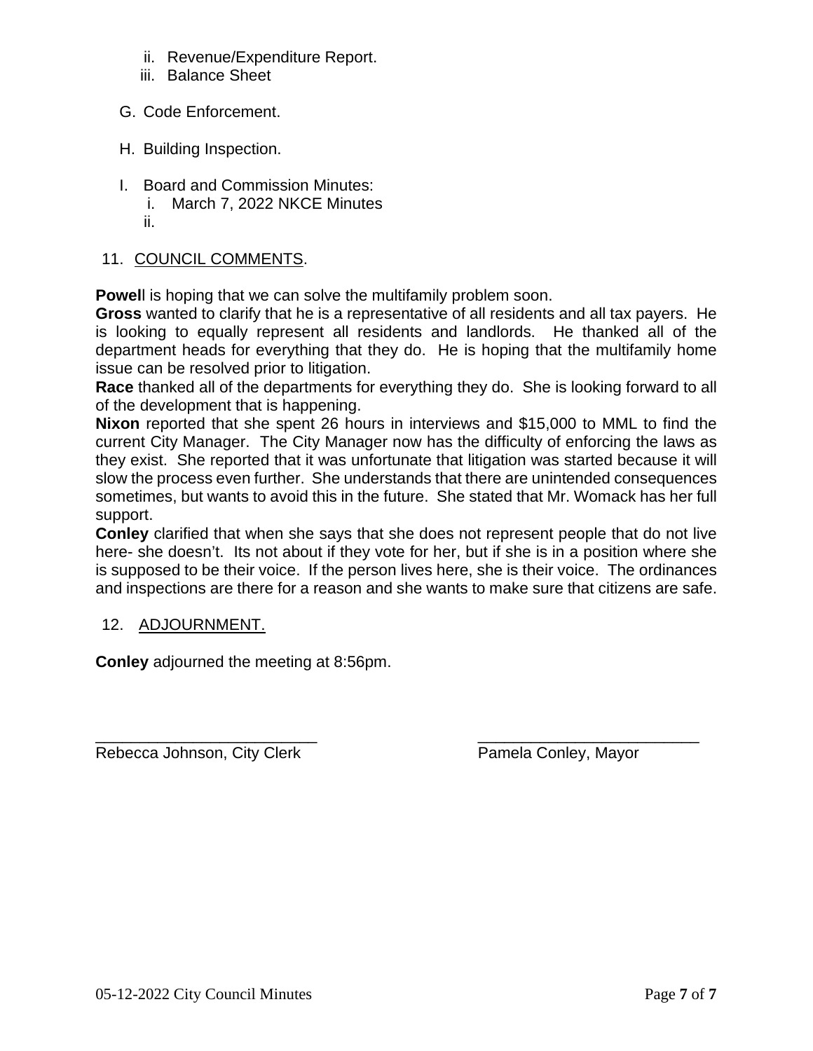ii. Revenue/Expenditure Report.
iii. Balance Sheet

G. Code Enforcement.

H. Building Inspection.

I. Board and Commission Minutes:
   i. March 7, 2022 NKCE Minutes
   ii.

11. COUNCIL COMMENTS.

**Powell** is hoping that we can solve the multifamily problem soon.
**Gross** wanted to clarify that he is a representative of all residents and all tax payers. He is looking to equally represent all residents and landlords. He thanked all of the department heads for everything that they do. He is hoping that the multifamily home issue can be resolved prior to litigation.
**Race** thanked all of the departments for everything they do. She is looking forward to all of the development that is happening.
**Nixon** reported that she spent 26 hours in interviews and $15,000 to MML to find the current City Manager. The City Manager now has the difficulty of enforcing the laws as they exist. She reported that it was unfortunate that litigation was started because it will slow the process even further. She understands that there are unintended consequences sometimes, but wants to avoid this in the future. She stated that Mr. Womack has her full support.
**Conley** clarified that when she says that she does not represent people that do not live here- she doesn't. Its not about if they vote for her, but if she is in a position where she is supposed to be their voice. If the person lives here, she is their voice. The ordinances and inspections are there for a reason and she wants to make sure that citizens are safe.

12. ADJOURNMENT.

**Conley** adjourned the meeting at 8:56pm.

_________________________
Rebecca Johnson, City Clerk

_________________________
Pamela Conley, Mayor